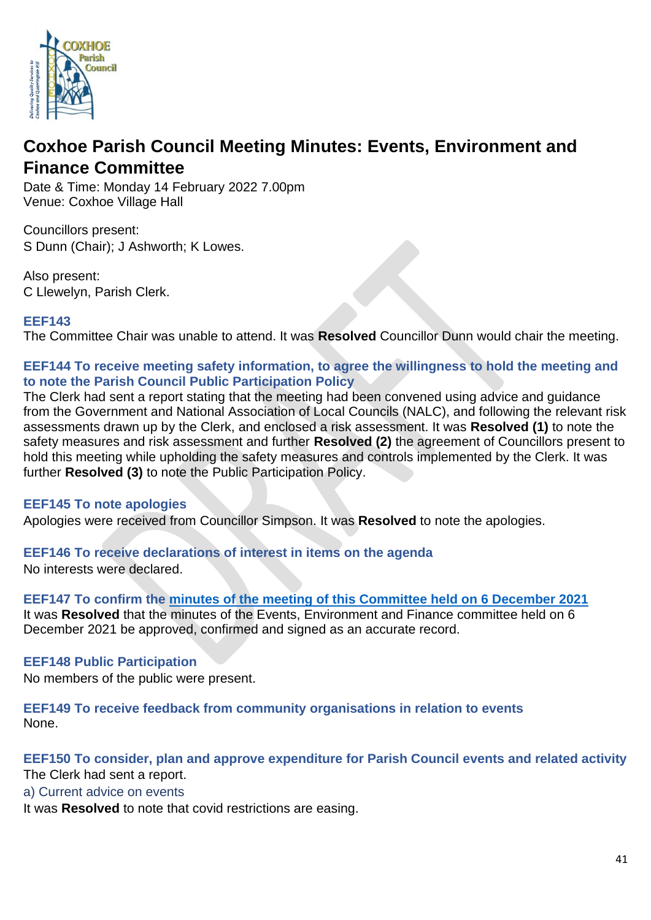# Coxhoe Parish Council Meeting Minutes: Events, Environment and Finance Committee

Date & Time: Monday 14 February 2022 7.00pm
Venue: Coxhoe Village Hall

Councillors present:
S Dunn (Chair); J Ashworth; K Lowes.

Also present:
C Llewelyn, Parish Clerk.

### EEF143

The Committee Chair was unable to attend. It was **Resolved** Councillor Dunn would chair the meeting.

### EEF144 To receive meeting safety information, to agree the willingness to hold the meeting and to note the Parish Council Public Participation Policy

The Clerk had sent a report stating that the meeting had been convened using advice and guidance from the Government and National Association of Local Councils (NALC), and following the relevant risk assessments drawn up by the Clerk, and enclosed a risk assessment. It was **Resolved (1)** to note the safety measures and risk assessment and further **Resolved (2)** the agreement of Councillors present to hold this meeting while upholding the safety measures and controls implemented by the Clerk. It was further **Resolved (3)** to note the Public Participation Policy.

### EEF145 To note apologies

Apologies were received from Councillor Simpson. It was **Resolved** to note the apologies.

### EEF146 To receive declarations of interest in items on the agenda

No interests were declared.

### EEF147 To confirm the minutes of the meeting of this Committee held on 6 December 2021

It was **Resolved** that the minutes of the Events, Environment and Finance committee held on 6 December 2021 be approved, confirmed and signed as an accurate record.

### EEF148 Public Participation

No members of the public were present.

### EEF149 To receive feedback from community organisations in relation to events

None.

### EEF150 To consider, plan and approve expenditure for Parish Council events and related activity

The Clerk had sent a report.

a) Current advice on events

It was **Resolved** to note that covid restrictions are easing.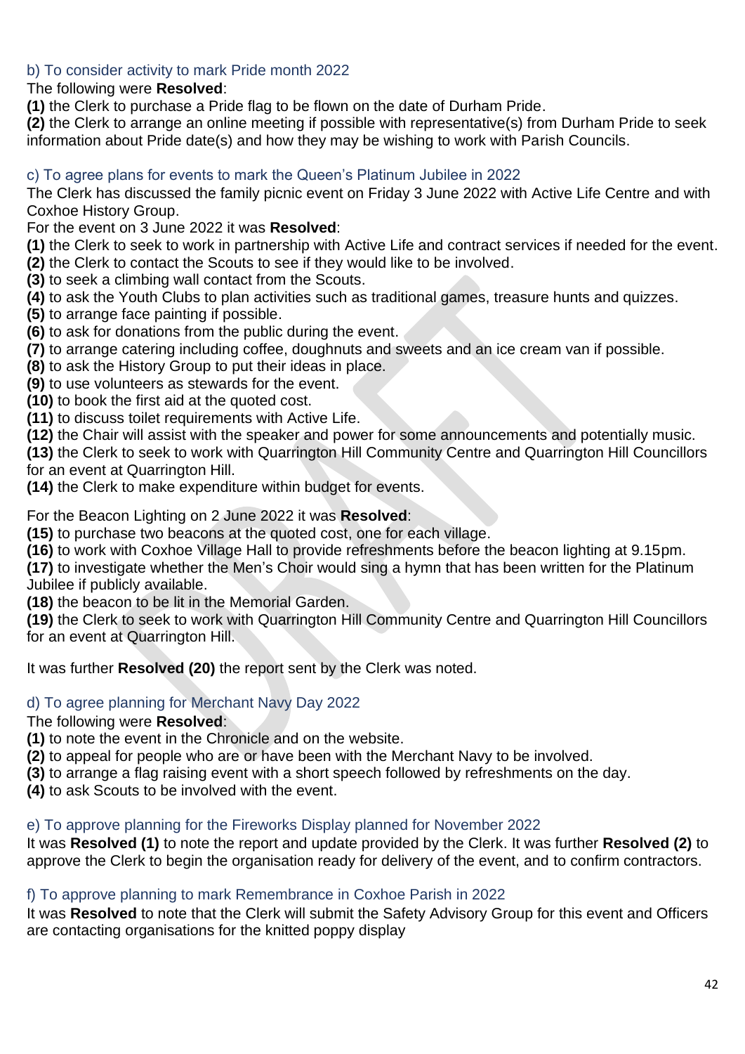### b) To consider activity to mark Pride month 2022

The following were **Resolved**:

**(1)** the Clerk to purchase a Pride flag to be flown on the date of Durham Pride.
**(2)** the Clerk to arrange an online meeting if possible with representative(s) from Durham Pride to seek information about Pride date(s) and how they may be wishing to work with Parish Councils.

### c) To agree plans for events to mark the Queen's Platinum Jubilee in 2022

The Clerk has discussed the family picnic event on Friday 3 June 2022 with Active Life Centre and with Coxhoe History Group.

For the event on 3 June 2022 it was **Resolved**:

**(1)** the Clerk to seek to work in partnership with Active Life and contract services if needed for the event.
**(2)** the Clerk to contact the Scouts to see if they would like to be involved.
**(3)** to seek a climbing wall contact from the Scouts.
**(4)** to ask the Youth Clubs to plan activities such as traditional games, treasure hunts and quizzes.
**(5)** to arrange face painting if possible.
**(6)** to ask for donations from the public during the event.
**(7)** to arrange catering including coffee, doughnuts and sweets and an ice cream van if possible.
**(8)** to ask the History Group to put their ideas in place.
**(9)** to use volunteers as stewards for the event.
**(10)** to book the first aid at the quoted cost.
**(11)** to discuss toilet requirements with Active Life.
**(12)** the Chair will assist with the speaker and power for some announcements and potentially music.
**(13)** the Clerk to seek to work with Quarrington Hill Community Centre and Quarrington Hill Councillors for an event at Quarrington Hill.
**(14)** the Clerk to make expenditure within budget for events.

For the Beacon Lighting on 2 June 2022 it was **Resolved**:

**(15)** to purchase two beacons at the quoted cost, one for each village.
**(16)** to work with Coxhoe Village Hall to provide refreshments before the beacon lighting at 9.15pm.
**(17)** to investigate whether the Men's Choir would sing a hymn that has been written for the Platinum Jubilee if publicly available.
**(18)** the beacon to be lit in the Memorial Garden.
**(19)** the Clerk to seek to work with Quarrington Hill Community Centre and Quarrington Hill Councillors for an event at Quarrington Hill.

It was further **Resolved (20)** the report sent by the Clerk was noted.

### d) To agree planning for Merchant Navy Day 2022

The following were **Resolved**:

**(1)** to note the event in the Chronicle and on the website.
**(2)** to appeal for people who are or have been with the Merchant Navy to be involved.
**(3)** to arrange a flag raising event with a short speech followed by refreshments on the day.
**(4)** to ask Scouts to be involved with the event.

### e) To approve planning for the Fireworks Display planned for November 2022

It was **Resolved (1)** to note the report and update provided by the Clerk. It was further **Resolved (2)** to approve the Clerk to begin the organisation ready for delivery of the event, and to confirm contractors.

### f) To approve planning to mark Remembrance in Coxhoe Parish in 2022

It was **Resolved** to note that the Clerk will submit the Safety Advisory Group for this event and Officers are contacting organisations for the knitted poppy display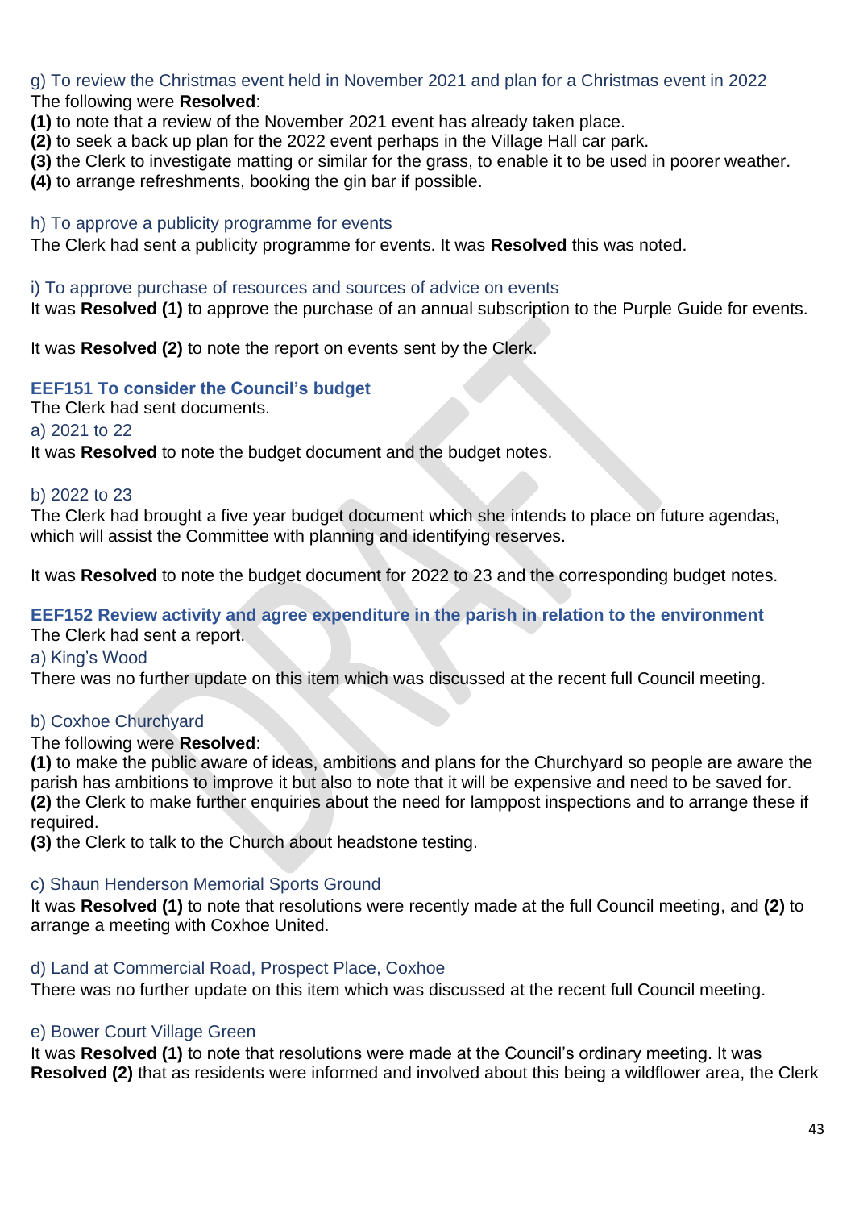g) To review the Christmas event held in November 2021 and plan for a Christmas event in 2022

The following were **Resolved**:

**(1)** to note that a review of the November 2021 event has already taken place.
**(2)** to seek a back up plan for the 2022 event perhaps in the Village Hall car park.
**(3)** the Clerk to investigate matting or similar for the grass, to enable it to be used in poorer weather.
**(4)** to arrange refreshments, booking the gin bar if possible.

h) To approve a publicity programme for events

The Clerk had sent a publicity programme for events. It was **Resolved** this was noted.

i) To approve purchase of resources and sources of advice on events

It was **Resolved (1)** to approve the purchase of an annual subscription to the Purple Guide for events.

It was **Resolved (2)** to note the report on events sent by the Clerk.

### EEF151 To consider the Council's budget

The Clerk had sent documents.

a) 2021 to 22

It was **Resolved** to note the budget document and the budget notes.

b) 2022 to 23

The Clerk had brought a five year budget document which she intends to place on future agendas, which will assist the Committee with planning and identifying reserves.

It was **Resolved** to note the budget document for 2022 to 23 and the corresponding budget notes.

### EEF152 Review activity and agree expenditure in the parish in relation to the environment

The Clerk had sent a report.

a) King's Wood

There was no further update on this item which was discussed at the recent full Council meeting.

b) Coxhoe Churchyard

The following were **Resolved**:

**(1)** to make the public aware of ideas, ambitions and plans for the Churchyard so people are aware the parish has ambitions to improve it but also to note that it will be expensive and need to be saved for.
**(2)** the Clerk to make further enquiries about the need for lamppost inspections and to arrange these if required.
**(3)** the Clerk to talk to the Church about headstone testing.

c) Shaun Henderson Memorial Sports Ground

It was **Resolved (1)** to note that resolutions were recently made at the full Council meeting, and **(2)** to arrange a meeting with Coxhoe United.

d) Land at Commercial Road, Prospect Place, Coxhoe

There was no further update on this item which was discussed at the recent full Council meeting.

e) Bower Court Village Green

It was **Resolved (1)** to note that resolutions were made at the Council's ordinary meeting. It was **Resolved (2)** that as residents were informed and involved about this being a wildflower area, the Clerk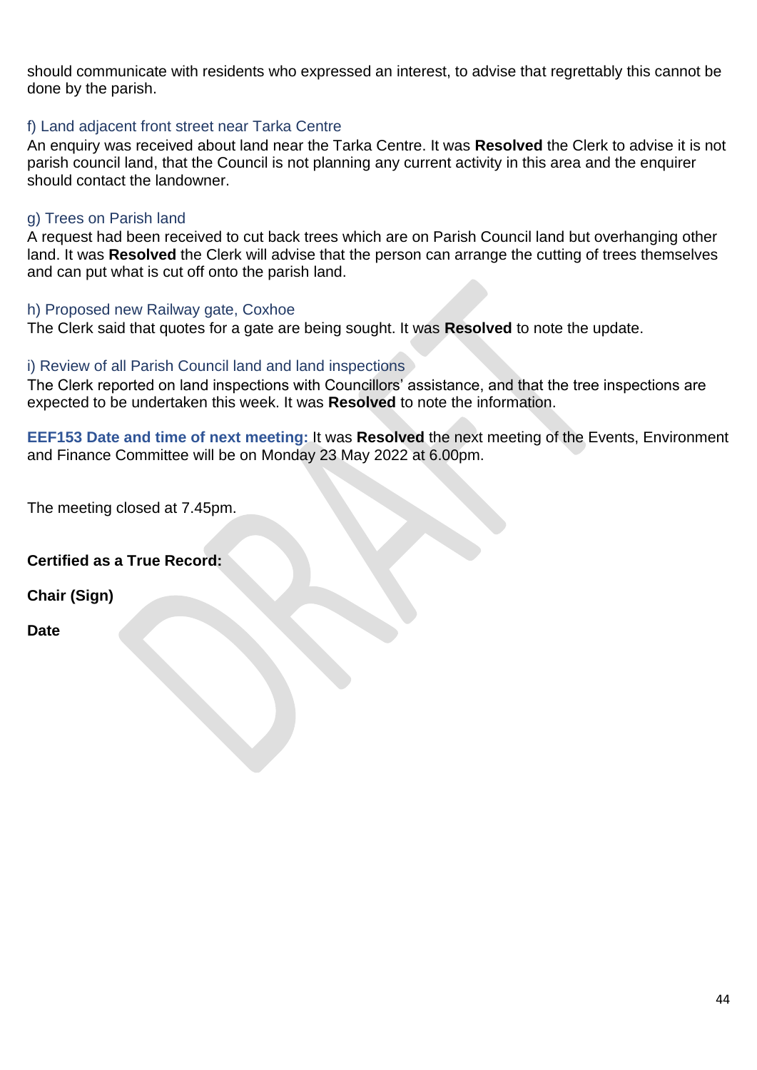should communicate with residents who expressed an interest, to advise that regrettably this cannot be done by the parish.

### f) Land adjacent front street near Tarka Centre

An enquiry was received about land near the Tarka Centre. It was **Resolved** the Clerk to advise it is not parish council land, that the Council is not planning any current activity in this area and the enquirer should contact the landowner.

### g) Trees on Parish land

A request had been received to cut back trees which are on Parish Council land but overhanging other land. It was **Resolved** the Clerk will advise that the person can arrange the cutting of trees themselves and can put what is cut off onto the parish land.

### h) Proposed new Railway gate, Coxhoe

The Clerk said that quotes for a gate are being sought. It was **Resolved** to note the update.

### i) Review of all Parish Council land and land inspections

The Clerk reported on land inspections with Councillors' assistance, and that the tree inspections are expected to be undertaken this week. It was **Resolved** to note the information.

**EEF153 Date and time of next meeting:** It was **Resolved** the next meeting of the Events, Environment and Finance Committee will be on Monday 23 May 2022 at 6.00pm.

The meeting closed at 7.45pm.

**Certified as a True Record:**

**Chair (Sign)**

**Date**